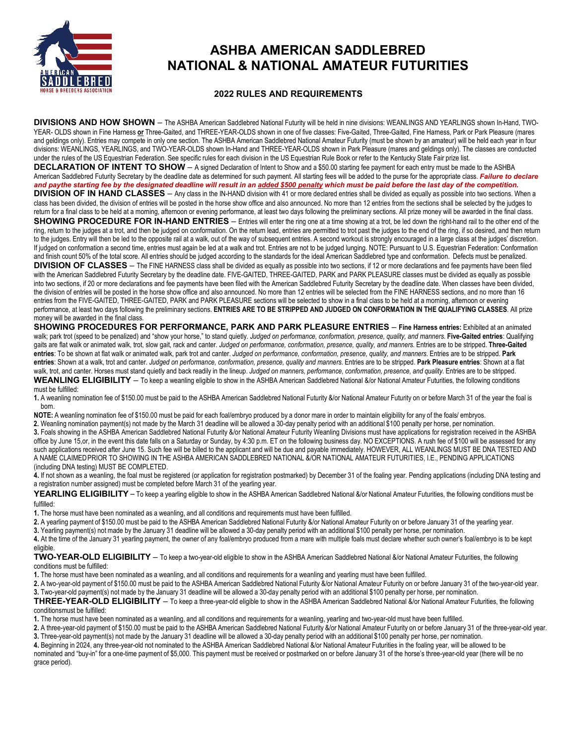# ASHBA AMERICAN SADDLEBRED NATIONAL & NATIONAL AMATEUR FUTURITIES

## 2022 RULES AND REQUIREMENTS

**DIVISIONS AND HOW SHOWN** – The ASHBA American Saddlebred National Futurity will be held in nine divisions: WEANLINGS AND YEARLINGS shown In-Hand, TWO-YEAR- OLDS shown in Fine Harness **or** Three-Gaited, and THREE-YEAR-OLDS shown in one of five classes: Five-Gaited, Three-Gaited, Fine Harness, Park or Park Pleasure (mares and geldings only). Entries may compete in only one section. The ASHBA American Saddlebred National Amateur Futurity (must be shown by an amateur) will be held each year in four divisions: WEANLINGS, YEARLINGS, and TWO-YEAR-OLDS shown In-Hand and THREE-YEAR-OLDS shown in Park Pleasure (mares and geldings only). The classes are conducted under the rules of the US Equestrian Federation. See specific rules for each division in the US Equestrian Rule Book or refer to the Kentucky State Fair prize list.

**DECLARATION OF INTENT TO SHOW** – A signed Declaration of Intent to Show and a $50.00 starting fee payment for each entry must be made to the ASHBA American Saddlebred Futurity Secretary by the deadline date as determined for such payment. All starting fees will be added to the purse for the appropriate class. ***Failure to declare and paythe starting fee by the designated deadline will result in an added $500 penalty which must be paid before the last day of the competition.***

**DIVISION OF IN HAND CLASSES** – Any class in the IN-HAND division with 41 or more declared entries shall be divided as equally as possible into two sections. When a class has been divided, the division of entries will be posted in the horse show office and also announced. No more than 12 entries from the sections shall be selected by the judges to return for a final class to be held at a morning, afternoon or evening performance, at least two days following the preliminary sections. All prize money will be awarded in the final class.

**SHOWING PROCEDURE FOR IN-HAND ENTRIES** – Entries will enter the ring one at a time showing at a trot, be led down the right-hand rail to the other end of the ring, return to the judges at a trot, and then be judged on conformation. On the return lead, entries are permitted to trot past the judges to the end of the ring, if so desired, and then return to the judges. Entry will then be led to the opposite rail at a walk, out of the way of subsequent entries. A second workout is strongly encouraged in a large class at the judges' discretion. If judged on conformation a second time, entries must again be led at a walk and trot. Entries are not to be judged lunging. NOTE: Pursuant to U.S. Equestrian Federation: Conformation and finish count 50% of the total score. All entries should be judged according to the standards for the ideal American Saddlebred type and conformation. Defects must be penalized.

**DIVISION OF CLASSES** – The FINE HARNESS class shall be divided as equally as possible into two sections, if 12 or more declarations and fee payments have been filed with the American Saddlebred Futurity Secretary by the deadline date. FIVE-GAITED, THREE-GAITED, PARK and PARK PLEASURE classes must be divided as equally as possible into two sections, if 20 or more declarations and fee payments have been filed with the American Saddlebred Futurity Secretary by the deadline date. When classes have been divided, the division of entries will be posted in the horse show office and also announced. No more than 12 entries will be selected from the FINE HARNESS sections, and no more than 16 entries from the FIVE-GAITED, THREE-GAITED, PARK and PARK PLEASURE sections will be selected to show in a final class to be held at a morning, afternoon or evening performance, at least two days following the preliminary sections. **ENTRIES ARE TO BE STRIPPED AND JUDGED ON CONFORMATION IN THE QUALIFYING CLASSES**. All prize money will be awarded in the final class.

**SHOWING PROCEDURES FOR PERFORMANCE, PARK AND PARK PLEASURE ENTRIES** – **Fine Harness entries:** Exhibited at an animated walk; park trot (speed to be penalized) and "show your horse," to stand quietly. *Judged on performance, conformation, presence, quality, and manners.* **Five-Gaited entries**: Qualifying gaits are flat walk or animated walk, trot, slow gait, rack and canter. *Judged on performance, conformation, presence, quality, and manners.* Entries are to be stripped. **Three-Gaited entries**: To be shown at flat walk or animated walk, park trot and canter. *Judged on performance, conformation, presence, quality, and manners.* Entries are to be stripped. **Park entries**: Shown at a walk, trot and canter. *Judged on performance, conformation, presence, quality and manners.* Entries are to be stripped. **Park Pleasure entries**: Shown at a flat walk, trot, and canter. Horses must stand quietly and back readily in the lineup. *Judged on manners, performance, conformation, presence, and quality.* Entries are to be stripped.

**WEANLING ELIGIBILITY** – To keep a weanling eligible to show in the ASHBA American Saddlebred National &/or National Amateur Futurities, the following conditions must be fulfilled:

1. A weanling nomination fee of $150.00 must be paid to the ASHBA American Saddlebred National Futurity &/or National Amateur Futurity on or before March 31 of the year the foal is born.

**NOTE:** A weanling nomination fee of $150.00 must be paid for each foal/embryo produced by a donor mare in order to maintain eligibility for any of the foals/ embryos.

2. Weanling nomination payment(s) not made by the March 31 deadline will be allowed a 30-day penalty period with an additional $100 penalty per horse, per nomination.
3. Foals showing in the ASHBA American Saddlebred National Futurity &/or National Amateur Futurity Weanling Divisions must have applications for registration received in the ASHBA office by June 15,or, in the event this date falls on a Saturday or Sunday, by 4:30 p.m. ET on the following business day. NO EXCEPTIONS. A rush fee of $100 will be assessed for any such applications received after June 15. Such fee will be billed to the applicant and will be due and payable immediately. HOWEVER, ALL WEANLINGS MUST BE DNA TESTED AND A NAME CLAIMED PRIOR TO SHOWING IN THE ASHBA AMERICAN SADDLEBRED NATIONAL &/OR NATIONAL AMATEUR FUTURITIES, I.E., PENDING APPLICATIONS (including DNA testing) MUST BE COMPLETED.
4. If not shown as a weanling, the foal must be registered (or application for registration postmarked) by December 31 of the foaling year. Pending applications (including DNA testing and a registration number assigned) must be completed before March 31 of the yearling year.

**YEARLING ELIGIBILITY** – To keep a yearling eligible to show in the ASHBA American Saddlebred National &/or National Amateur Futurities, the following conditions must be fulfilled:

1. The horse must have been nominated as a weanling, and all conditions and requirements must have been fulfilled.
2. A yearling payment of $150.00 must be paid to the ASHBA American Saddlebred National Futurity &/or National Amateur Futurity on or before January 31 of the yearling year.
3. Yearling payment(s) not made by the January 31 deadline will be allowed a 30-day penalty period with an additional $100 penalty per horse, per nomination.
4. At the time of the January 31 yearling payment, the owner of any foal/embryo produced from a mare with multiple foals must declare whether such owner's foal/embryo is to be kept eligible.

**TWO-YEAR-OLD ELIGIBILITY** – To keep a two-year-old eligible to show in the ASHBA American Saddlebred National &/or National Amateur Futurities, the following conditions must be fulfilled:

1. The horse must have been nominated as a weanling, and all conditions and requirements for a weanling and yearling must have been fulfilled.
2. A two-year-old payment of $150.00 must be paid to the ASHBA American Saddlebred National Futurity &/or National Amateur Futurity on or before January 31 of the two-year-old year.
3. Two-year-old payment(s) not made by the January 31 deadline will be allowed a 30-day penalty period with an additional $100 penalty per horse, per nomination.

**THREE-YEAR-OLD ELIGIBILITY** – To keep a three-year-old eligible to show in the ASHBA American Saddlebred National &/or National Amateur Futurities, the following conditionsmust be fulfilled:

1. The horse must have been nominated as a weanling, and all conditions and requirements for a weanling, yearling and two-year-old must have been fulfilled.
2. A three-year-old payment of $150.00 must be paid to the ASHBA American Saddlebred National Futurity &/or National Amateur Futurity on or before January 31 of the three-year-old year.
3. Three-year-old payment(s) not made by the January 31 deadline will be allowed a 30-day penalty period with an additional $100 penalty per horse, per nomination.
4. Beginning in 2024, any three-year-old not nominated to the ASHBA American Saddlebred National &/or National Amateur Futurities in the foaling year, will be allowed to be nominated and "buy-in" for a one-time payment of $5,000. This payment must be received or postmarked on or before January 31 of the horse's three-year-old year (there will be no grace period).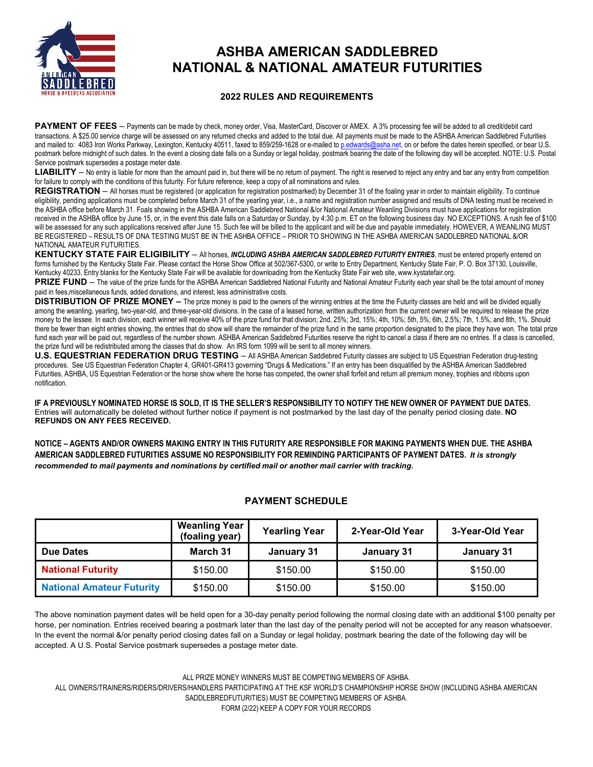# ASHBA AMERICAN SADDLEBRED NATIONAL & NATIONAL AMATEUR FUTURITIES

### 2022 RULES AND REQUIREMENTS

**PAYMENT OF FEES** – Payments can be made by check, money order, Visa, MasterCard, Discover or AMEX. A 3% processing fee will be added to all credit/debit card transactions. A $25.00 service charge will be assessed on any returned checks and added to the total due. All payments must be made to the ASHBA American Saddlebred Futurities and mailed to: 4083 Iron Works Parkway, Lexington, Kentucky 40511, faxed to 859/259-1628 or e-mailed to p.edwards@asha.net, on or before the dates herein specified, or bear U.S. postmark before midnight of such dates. In the event a closing date falls on a Sunday or legal holiday, postmark bearing the date of the following day will be accepted. NOTE: U.S. Postal Service postmark supersedes a postage meter date.

**LIABILITY** – No entry is liable for more than the amount paid in, but there will be no return of payment. The right is reserved to reject any entry and bar any entry from competition for failure to comply with the conditions of this futurity. For future reference, keep a copy of all nominations and rules.

**REGISTRATION** – All horses must be registered (or application for registration postmarked) by December 31 of the foaling year in order to maintain eligibility. To continue eligibility, pending applications must be completed before March 31 of the yearling year, i.e., a name and registration number assigned and results of DNA testing must be received in the ASHBA office before March 31. Foals showing in the ASHBA American Saddlebred National &/or National Amateur Weanling Divisions must have applications for registration received in the ASHBA office by June 15, or, in the event this date falls on a Saturday or Sunday, by 4:30 p.m. ET on the following business day. NO EXCEPTIONS. A rush fee of $100 will be assessed for any such applications received after June 15. Such fee will be billed to the applicant and will be due and payable immediately. HOWEVER, A WEANLING MUST BE REGISTERED – RESULTS OF DNA TESTING MUST BE IN THE ASHBA OFFICE – PRIOR TO SHOWING IN THE ASHBA AMERICAN SADDLEBRED NATIONAL &/OR NATIONAL AMATEUR FUTURITIES.

**KENTUCKY STATE FAIR ELIGIBILITY** – All horses, ***INCLUDING ASHBA AMERICAN SADDLEBRED FUTURITY ENTRIES***, must be entered properly entered on forms furnished by the Kentucky State Fair. Please contact the Horse Show Office at 502/367-5300, or write to Entry Department, Kentucky State Fair, P. O. Box 37130, Louisville, Kentucky 40233. Entry blanks for the Kentucky State Fair will be available for downloading from the Kentucky State Fair web site, www.kystatefair.org.

**PRIZE FUND** – The value of the prize funds for the ASHBA American Saddlebred National Futurity and National Amateur Futurity each year shall be the total amount of money paid in fees,miscellaneous funds, added donations, and interest, less administrative costs.

**DISTRIBUTION OF PRIZE MONEY** – The prize money is paid to the owners of the winning entries at the time the Futurity classes are held and will be divided equally among the weanling, yearling, two-year-old, and three-year-old divisions. In the case of a leased horse, written authorization from the current owner will be required to release the prize money to the lessee. In each division, each winner will receive 40% of the prize fund for that division; 2nd, 25%; 3rd, 15%; 4th, 10%; 5th, 5%; 6th, 2.5%; 7th, 1.5%; and 8th, 1%. Should there be fewer than eight entries showing, the entries that do show will share the remainder of the prize fund in the same proportion designated to the place they have won. The total prize fund each year will be paid out, regardless of the number shown. ASHBA American Saddlebred Futurities reserve the right to cancel a class if there are no entries. If a class is cancelled, the prize fund will be redistributed among the classes that do show. An IRS form 1099 will be sent to all money winners.

**U.S. EQUESTRIAN FEDERATION DRUG TESTING** – All ASHBA American Saddlebred Futurity classes are subject to US Equestrian Federation drug-testing procedures. See US Equestrian Federation Chapter 4, GR401-GR413 governing "Drugs & Medications." If an entry has been disqualified by the ASHBA American Saddlebred Futurities, ASHBA, US Equestrian Federation or the horse show where the horse has competed, the owner shall forfeit and return all premium money, trophies and ribbons upon notification.

**IF A PREVIOUSLY NOMINATED HORSE IS SOLD, IT IS THE SELLER'S RESPONSIBILITY TO NOTIFY THE NEW OWNER OF PAYMENT DUE DATES.** Entries will automatically be deleted without further notice if payment is not postmarked by the last day of the penalty period closing date. **NO REFUNDS ON ANY FEES RECEIVED.**

**NOTICE – AGENTS AND/OR OWNERS MAKING ENTRY IN THIS FUTURITY ARE RESPONSIBLE FOR MAKING PAYMENTS WHEN DUE. THE ASHBA AMERICAN SADDLEBRED FUTURITIES ASSUME NO RESPONSIBILITY FOR REMINDING PARTICIPANTS OF PAYMENT DATES.** ***It is strongly recommended to mail payments and nominations by certified mail or another mail carrier with tracking.***

## PAYMENT SCHEDULE

| | Weanling Year (foaling year) | Yearling Year | 2-Year-Old Year | 3-Year-Old Year |
|---|---|---|---|---|
| **Due Dates** | **March 31** | **January 31** | **January 31** | **January 31** |
| **National Futurity** | $150.00 | $150.00 | $150.00 | $150.00 |
| **National Amateur Futurity** | $150.00 | $150.00 | $150.00 | $150.00 |

The above nomination payment dates will be held open for a 30-day penalty period following the normal closing date with an additional $100 penalty per horse, per nomination. Entries received bearing a postmark later than the last day of the penalty period will not be accepted for any reason whatsoever. In the event the normal &/or penalty period closing dates fall on a Sunday or legal holiday, postmark bearing the date of the following day will be accepted. A U.S. Postal Service postmark supersedes a postage meter date.

ALL PRIZE MONEY WINNERS MUST BE COMPETING MEMBERS OF ASHBA.
ALL OWNERS/TRAINERS/RIDERS/DRIVERS/HANDLERS PARTICIPATING AT THE KSF WORLD'S CHAMPIONSHIP HORSE SHOW (INCLUDING ASHBA AMERICAN SADDLEBREDFUTURITIES) MUST BE COMPETING MEMBERS OF ASHBA.
FORM (2/22) KEEP A COPY FOR YOUR RECORDS